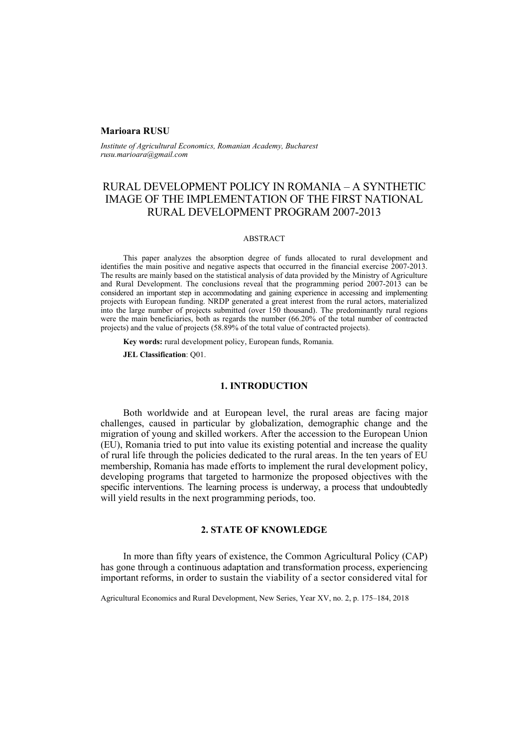**Marioara RUSU**

*Institute of Agricultural Economics, Romanian Academy, Bucharest*
*rusu.marioara@gmail.com*

# RURAL DEVELOPMENT POLICY IN ROMANIA – A SYNTHETIC IMAGE OF THE IMPLEMENTATION OF THE FIRST NATIONAL RURAL DEVELOPMENT PROGRAM 2007-2013

ABSTRACT

This paper analyzes the absorption degree of funds allocated to rural development and identifies the main positive and negative aspects that occurred in the financial exercise 2007-2013. The results are mainly based on the statistical analysis of data provided by the Ministry of Agriculture and Rural Development. The conclusions reveal that the programming period 2007-2013 can be considered an important step in accommodating and gaining experience in accessing and implementing projects with European funding. NRDP generated a great interest from the rural actors, materialized into the large number of projects submitted (over 150 thousand). The predominantly rural regions were the main beneficiaries, both as regards the number (66.20% of the total number of contracted projects) and the value of projects (58.89% of the total value of contracted projects).

**Key words:** rural development policy, European funds, Romania.

**JEL Classification**: Q01.

## 1. INTRODUCTION

Both worldwide and at European level, the rural areas are facing major challenges, caused in particular by globalization, demographic change and the migration of young and skilled workers. After the accession to the European Union (EU), Romania tried to put into value its existing potential and increase the quality of rural life through the policies dedicated to the rural areas. In the ten years of EU membership, Romania has made efforts to implement the rural development policy, developing programs that targeted to harmonize the proposed objectives with the specific interventions. The learning process is underway, a process that undoubtedly will yield results in the next programming periods, too.

## 2. STATE OF KNOWLEDGE

In more than fifty years of existence, the Common Agricultural Policy (CAP) has gone through a continuous adaptation and transformation process, experiencing important reforms, in order to sustain the viability of a sector considered vital for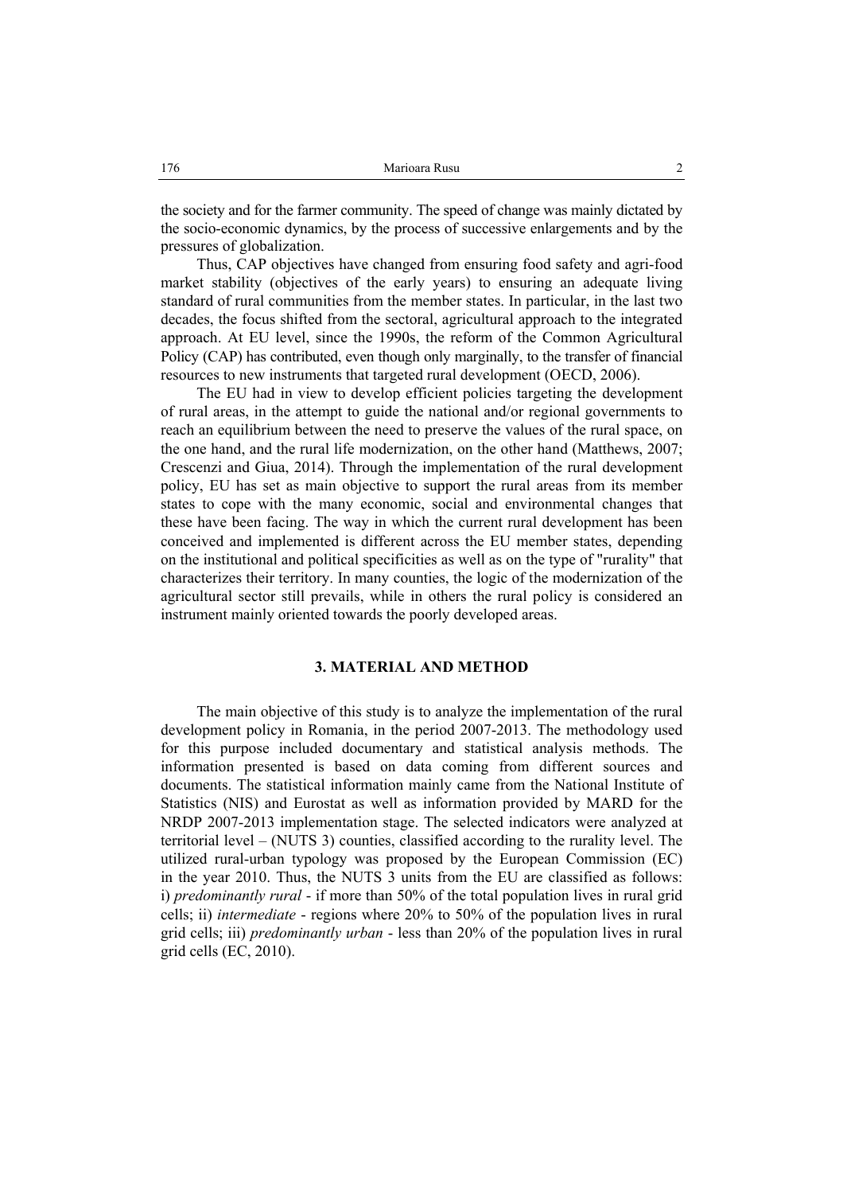the society and for the farmer community. The speed of change was mainly dictated by the socio-economic dynamics, by the process of successive enlargements and by the pressures of globalization.

Thus, CAP objectives have changed from ensuring food safety and agri-food market stability (objectives of the early years) to ensuring an adequate living standard of rural communities from the member states. In particular, in the last two decades, the focus shifted from the sectoral, agricultural approach to the integrated approach. At EU level, since the 1990s, the reform of the Common Agricultural Policy (CAP) has contributed, even though only marginally, to the transfer of financial resources to new instruments that targeted rural development (OECD, 2006).

The EU had in view to develop efficient policies targeting the development of rural areas, in the attempt to guide the national and/or regional governments to reach an equilibrium between the need to preserve the values of the rural space, on the one hand, and the rural life modernization, on the other hand (Matthews, 2007; Crescenzi and Giua, 2014). Through the implementation of the rural development policy, EU has set as main objective to support the rural areas from its member states to cope with the many economic, social and environmental changes that these have been facing. The way in which the current rural development has been conceived and implemented is different across the EU member states, depending on the institutional and political specificities as well as on the type of "rurality" that characterizes their territory. In many counties, the logic of the modernization of the agricultural sector still prevails, while in others the rural policy is considered an instrument mainly oriented towards the poorly developed areas.

## 3. MATERIAL AND METHOD

The main objective of this study is to analyze the implementation of the rural development policy in Romania, in the period 2007-2013. The methodology used for this purpose included documentary and statistical analysis methods. The information presented is based on data coming from different sources and documents. The statistical information mainly came from the National Institute of Statistics (NIS) and Eurostat as well as information provided by MARD for the NRDP 2007-2013 implementation stage. The selected indicators were analyzed at territorial level – (NUTS 3) counties, classified according to the rurality level. The utilized rural-urban typology was proposed by the European Commission (EC) in the year 2010. Thus, the NUTS 3 units from the EU are classified as follows: i) *predominantly rural* - if more than 50% of the total population lives in rural grid cells; ii) *intermediate* - regions where 20% to 50% of the population lives in rural grid cells; iii) *predominantly urban* - less than 20% of the population lives in rural grid cells (EC, 2010).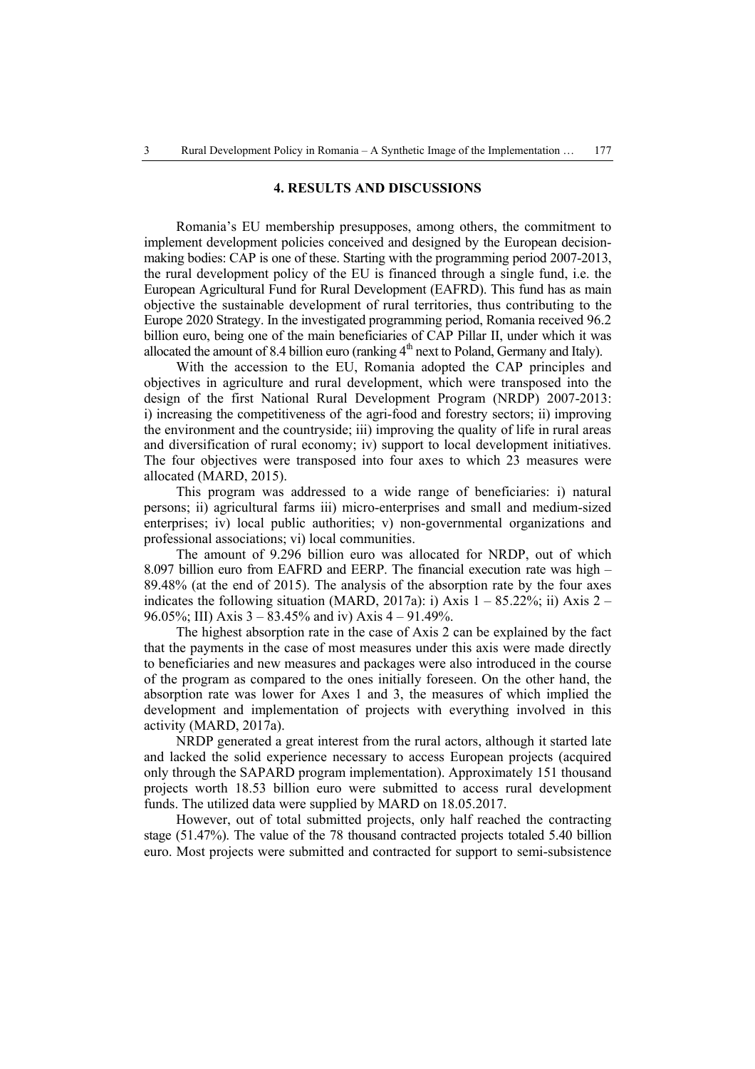## 4. RESULTS AND DISCUSSIONS

Romania's EU membership presupposes, among others, the commitment to implement development policies conceived and designed by the European decision-making bodies: CAP is one of these. Starting with the programming period 2007-2013, the rural development policy of the EU is financed through a single fund, i.e. the European Agricultural Fund for Rural Development (EAFRD). This fund has as main objective the sustainable development of rural territories, thus contributing to the Europe 2020 Strategy. In the investigated programming period, Romania received 96.2 billion euro, being one of the main beneficiaries of CAP Pillar II, under which it was allocated the amount of 8.4 billion euro (ranking 4th next to Poland, Germany and Italy).

With the accession to the EU, Romania adopted the CAP principles and objectives in agriculture and rural development, which were transposed into the design of the first National Rural Development Program (NRDP) 2007-2013: i) increasing the competitiveness of the agri-food and forestry sectors; ii) improving the environment and the countryside; iii) improving the quality of life in rural areas and diversification of rural economy; iv) support to local development initiatives. The four objectives were transposed into four axes to which 23 measures were allocated (MARD, 2015).

This program was addressed to a wide range of beneficiaries: i) natural persons; ii) agricultural farms iii) micro-enterprises and small and medium-sized enterprises; iv) local public authorities; v) non-governmental organizations and professional associations; vi) local communities.

The amount of 9.296 billion euro was allocated for NRDP, out of which 8.097 billion euro from EAFRD and EERP. The financial execution rate was high – 89.48% (at the end of 2015). The analysis of the absorption rate by the four axes indicates the following situation (MARD, 2017a): i) Axis 1 – 85.22%; ii) Axis 2 – 96.05%; III) Axis 3 – 83.45% and iv) Axis 4 – 91.49%.

The highest absorption rate in the case of Axis 2 can be explained by the fact that the payments in the case of most measures under this axis were made directly to beneficiaries and new measures and packages were also introduced in the course of the program as compared to the ones initially foreseen. On the other hand, the absorption rate was lower for Axes 1 and 3, the measures of which implied the development and implementation of projects with everything involved in this activity (MARD, 2017a).

NRDP generated a great interest from the rural actors, although it started late and lacked the solid experience necessary to access European projects (acquired only through the SAPARD program implementation). Approximately 151 thousand projects worth 18.53 billion euro were submitted to access rural development funds. The utilized data were supplied by MARD on 18.05.2017.

However, out of total submitted projects, only half reached the contracting stage (51.47%). The value of the 78 thousand contracted projects totaled 5.40 billion euro. Most projects were submitted and contracted for support to semi-subsistence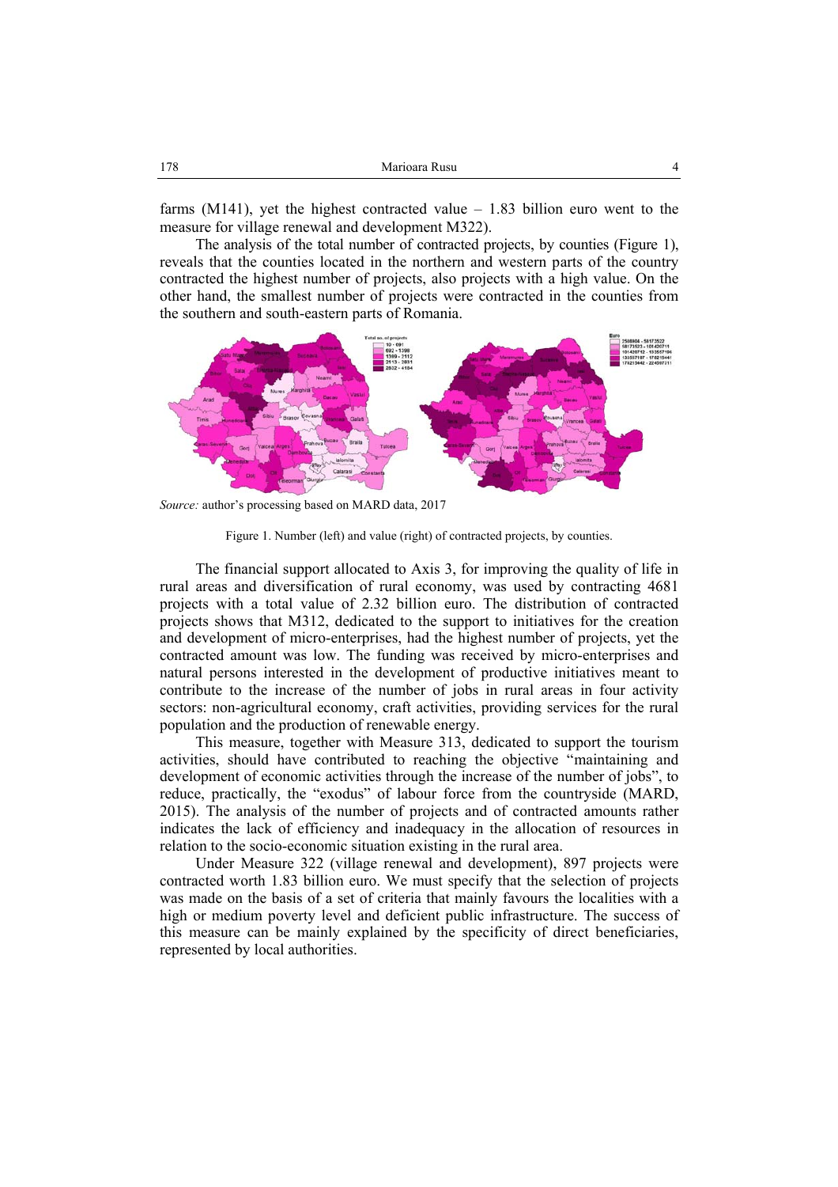farms (M141), yet the highest contracted value – 1.83 billion euro went to the measure for village renewal and development M322).

The analysis of the total number of contracted projects, by counties (Figure 1), reveals that the counties located in the northern and western parts of the country contracted the highest number of projects, also projects with a high value. On the other hand, the smallest number of projects were contracted in the counties from the southern and south-eastern parts of Romania.

*Source:* author's processing based on MARD data, 2017

Figure 1. Number (left) and value (right) of contracted projects, by counties.

The financial support allocated to Axis 3, for improving the quality of life in rural areas and diversification of rural economy, was used by contracting 4681 projects with a total value of 2.32 billion euro. The distribution of contracted projects shows that M312, dedicated to the support to initiatives for the creation and development of micro-enterprises, had the highest number of projects, yet the contracted amount was low. The funding was received by micro-enterprises and natural persons interested in the development of productive initiatives meant to contribute to the increase of the number of jobs in rural areas in four activity sectors: non-agricultural economy, craft activities, providing services for the rural population and the production of renewable energy.

This measure, together with Measure 313, dedicated to support the tourism activities, should have contributed to reaching the objective "maintaining and development of economic activities through the increase of the number of jobs", to reduce, practically, the "exodus" of labour force from the countryside (MARD, 2015). The analysis of the number of projects and of contracted amounts rather indicates the lack of efficiency and inadequacy in the allocation of resources in relation to the socio-economic situation existing in the rural area.

Under Measure 322 (village renewal and development), 897 projects were contracted worth 1.83 billion euro. We must specify that the selection of projects was made on the basis of a set of criteria that mainly favours the localities with a high or medium poverty level and deficient public infrastructure. The success of this measure can be mainly explained by the specificity of direct beneficiaries, represented by local authorities.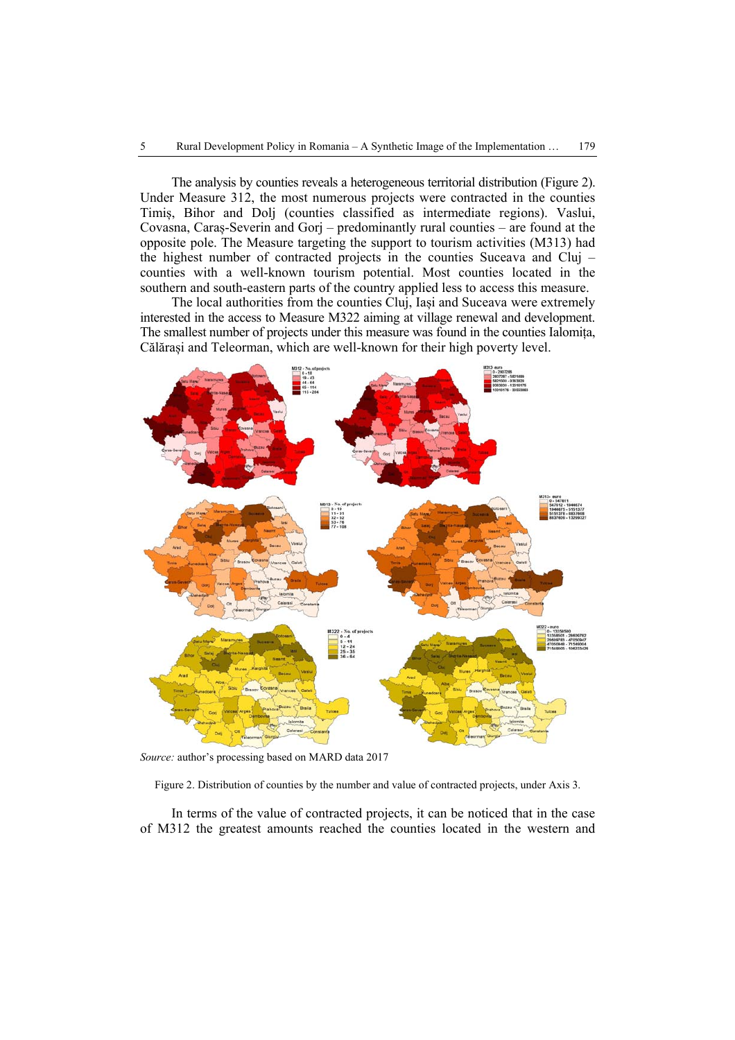The analysis by counties reveals a heterogeneous territorial distribution (Figure 2). Under Measure 312, the most numerous projects were contracted in the counties Timiș, Bihor and Dolj (counties classified as intermediate regions). Vaslui, Covasna, Caraș-Severin and Gorj – predominantly rural counties – are found at the opposite pole. The Measure targeting the support to tourism activities (M313) had the highest number of contracted projects in the counties Suceava and Cluj – counties with a well-known tourism potential. Most counties located in the southern and south-eastern parts of the country applied less to access this measure.

The local authorities from the counties Cluj, Iași and Suceava were extremely interested in the access to Measure M322 aiming at village renewal and development. The smallest number of projects under this measure was found in the counties Ialomița, Călărași and Teleorman, which are well-known for their high poverty level.

*Source:* author's processing based on MARD data 2017

Figure 2. Distribution of counties by the number and value of contracted projects, under Axis 3.

In terms of the value of contracted projects, it can be noticed that in the case of M312 the greatest amounts reached the counties located in the western and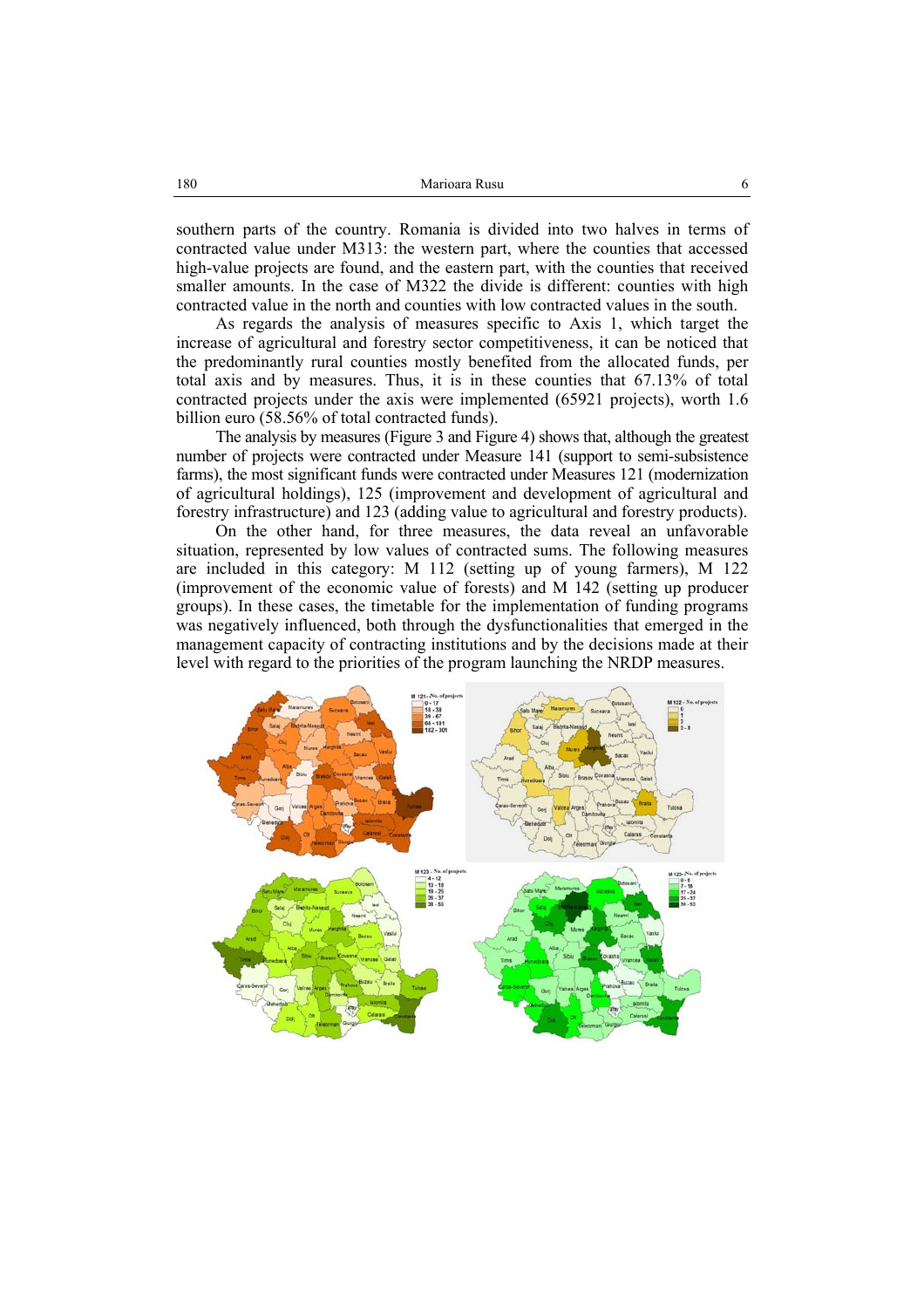southern parts of the country. Romania is divided into two halves in terms of contracted value under M313: the western part, where the counties that accessed high-value projects are found, and the eastern part, with the counties that received smaller amounts. In the case of M322 the divide is different: counties with high contracted value in the north and counties with low contracted values in the south.

As regards the analysis of measures specific to Axis 1, which target the increase of agricultural and forestry sector competitiveness, it can be noticed that the predominantly rural counties mostly benefited from the allocated funds, per total axis and by measures. Thus, it is in these counties that 67.13% of total contracted projects under the axis were implemented (65921 projects), worth 1.6 billion euro (58.56% of total contracted funds).

The analysis by measures (Figure 3 and Figure 4) shows that, although the greatest number of projects were contracted under Measure 141 (support to semi-subsistence farms), the most significant funds were contracted under Measures 121 (modernization of agricultural holdings), 125 (improvement and development of agricultural and forestry infrastructure) and 123 (adding value to agricultural and forestry products).

On the other hand, for three measures, the data reveal an unfavorable situation, represented by low values of contracted sums. The following measures are included in this category: M 112 (setting up of young farmers), M 122 (improvement of the economic value of forests) and M 142 (setting up producer groups). In these cases, the timetable for the implementation of funding programs was negatively influenced, both through the dysfunctionalities that emerged in the management capacity of contracting institutions and by the decisions made at their level with regard to the priorities of the program launching the NRDP measures.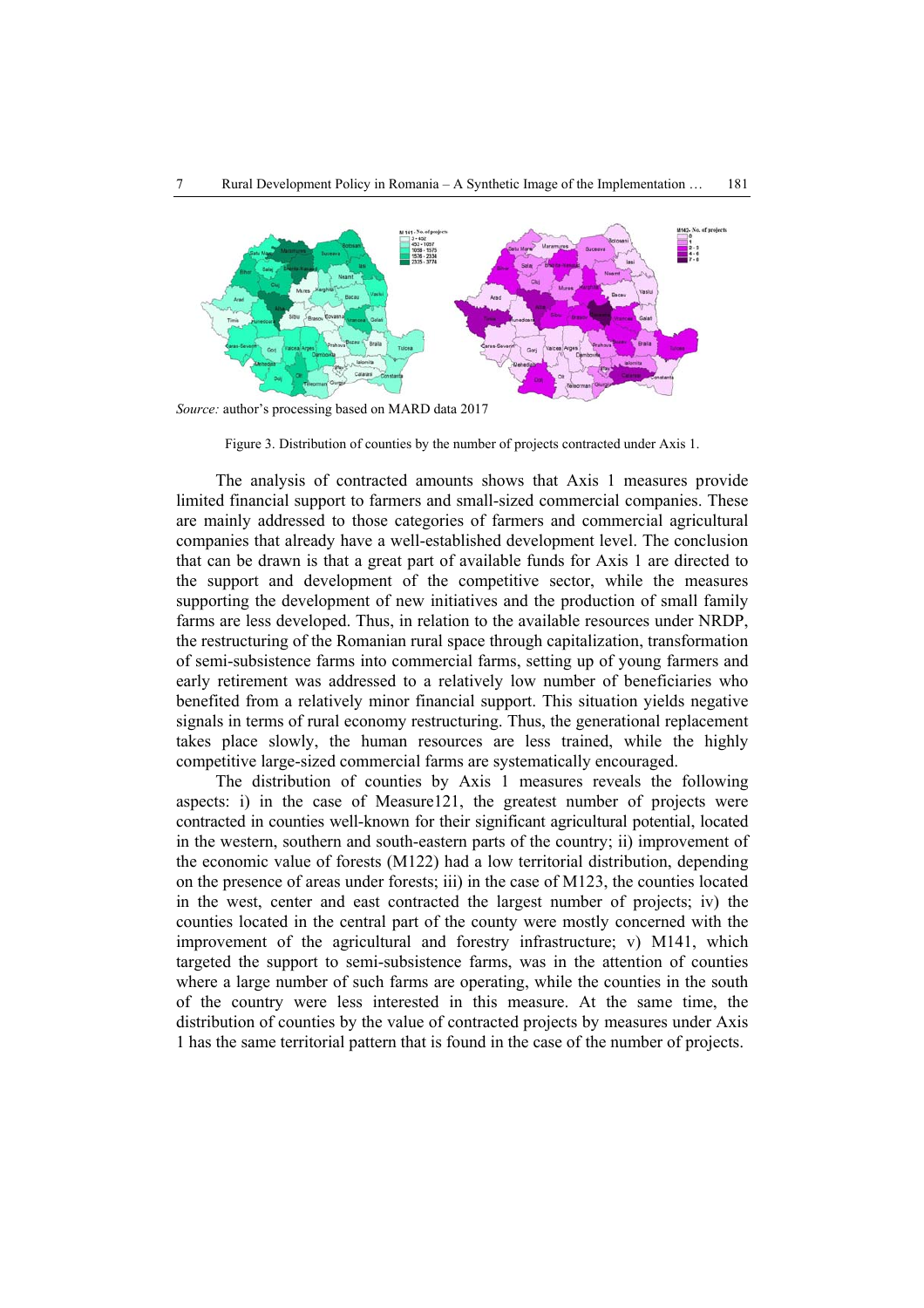*Source:* author's processing based on MARD data 2017

Figure 3. Distribution of counties by the number of projects contracted under Axis 1.

The analysis of contracted amounts shows that Axis 1 measures provide limited financial support to farmers and small-sized commercial companies. These are mainly addressed to those categories of farmers and commercial agricultural companies that already have a well-established development level. The conclusion that can be drawn is that a great part of available funds for Axis 1 are directed to the support and development of the competitive sector, while the measures supporting the development of new initiatives and the production of small family farms are less developed. Thus, in relation to the available resources under NRDP, the restructuring of the Romanian rural space through capitalization, transformation of semi-subsistence farms into commercial farms, setting up of young farmers and early retirement was addressed to a relatively low number of beneficiaries who benefited from a relatively minor financial support. This situation yields negative signals in terms of rural economy restructuring. Thus, the generational replacement takes place slowly, the human resources are less trained, while the highly competitive large-sized commercial farms are systematically encouraged.

The distribution of counties by Axis 1 measures reveals the following aspects: i) in the case of Measure121, the greatest number of projects were contracted in counties well-known for their significant agricultural potential, located in the western, southern and south-eastern parts of the country; ii) improvement of the economic value of forests (M122) had a low territorial distribution, depending on the presence of areas under forests; iii) in the case of M123, the counties located in the west, center and east contracted the largest number of projects; iv) the counties located in the central part of the county were mostly concerned with the improvement of the agricultural and forestry infrastructure; v) M141, which targeted the support to semi-subsistence farms, was in the attention of counties where a large number of such farms are operating, while the counties in the south of the country were less interested in this measure. At the same time, the distribution of counties by the value of contracted projects by measures under Axis 1 has the same territorial pattern that is found in the case of the number of projects.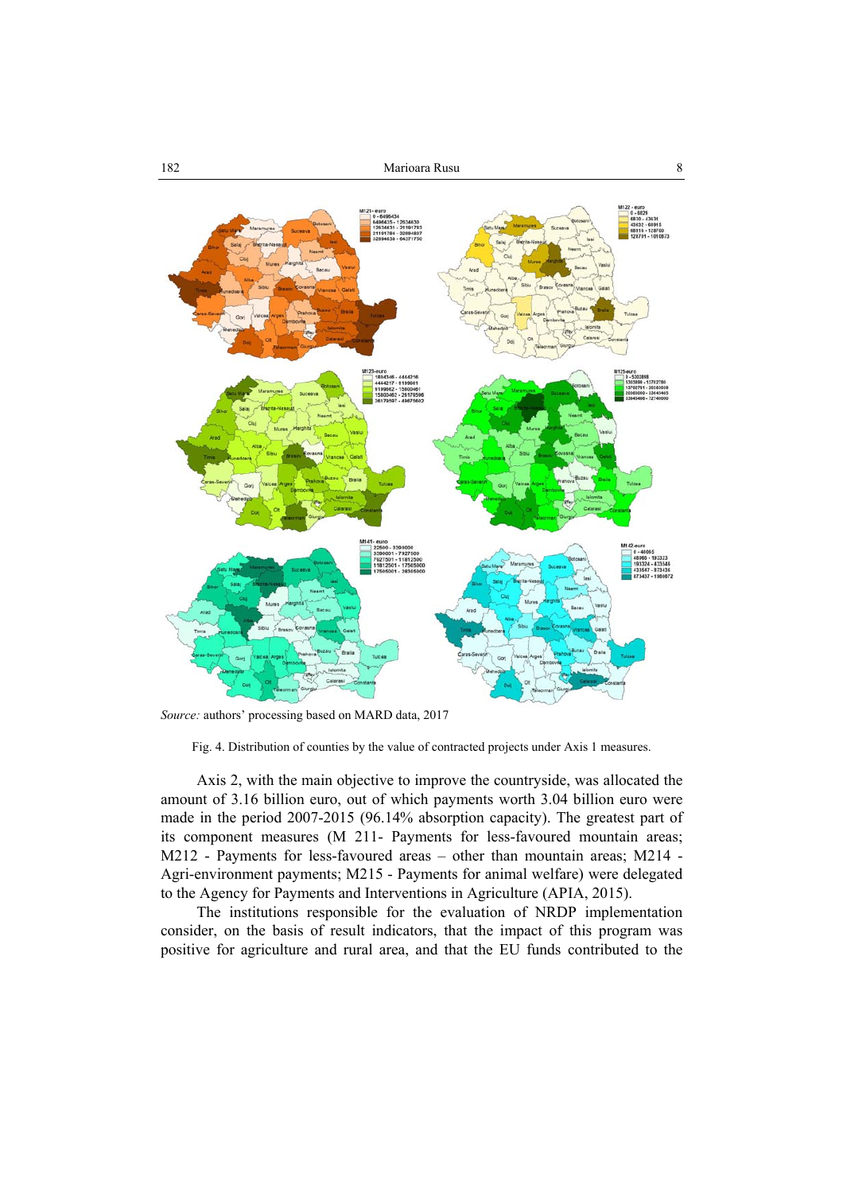*Source:* authors' processing based on MARD data, 2017

Fig. 4. Distribution of counties by the value of contracted projects under Axis 1 measures.

Axis 2, with the main objective to improve the countryside, was allocated the amount of 3.16 billion euro, out of which payments worth 3.04 billion euro were made in the period 2007-2015 (96.14% absorption capacity). The greatest part of its component measures (M 211- Payments for less-favoured mountain areas; M212 - Payments for less-favoured areas – other than mountain areas; M214 - Agri-environment payments; M215 - Payments for animal welfare) were delegated to the Agency for Payments and Interventions in Agriculture (APIA, 2015).

The institutions responsible for the evaluation of NRDP implementation consider, on the basis of result indicators, that the impact of this program was positive for agriculture and rural area, and that the EU funds contributed to the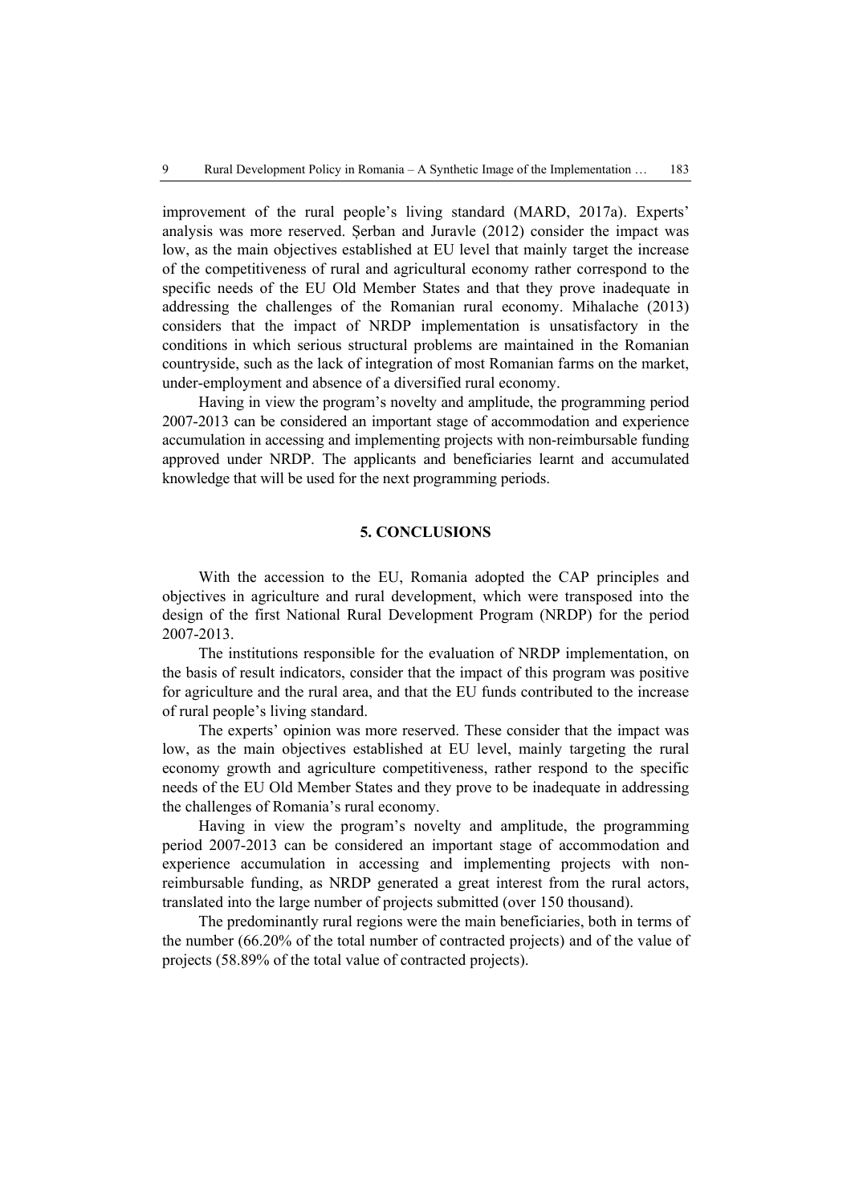improvement of the rural people's living standard (MARD, 2017a). Experts' analysis was more reserved. Șerban and Juravle (2012) consider the impact was low, as the main objectives established at EU level that mainly target the increase of the competitiveness of rural and agricultural economy rather correspond to the specific needs of the EU Old Member States and that they prove inadequate in addressing the challenges of the Romanian rural economy. Mihalache (2013) considers that the impact of NRDP implementation is unsatisfactory in the conditions in which serious structural problems are maintained in the Romanian countryside, such as the lack of integration of most Romanian farms on the market, under-employment and absence of a diversified rural economy.

Having in view the program's novelty and amplitude, the programming period 2007-2013 can be considered an important stage of accommodation and experience accumulation in accessing and implementing projects with non-reimbursable funding approved under NRDP. The applicants and beneficiaries learnt and accumulated knowledge that will be used for the next programming periods.

## 5. CONCLUSIONS

With the accession to the EU, Romania adopted the CAP principles and objectives in agriculture and rural development, which were transposed into the design of the first National Rural Development Program (NRDP) for the period 2007-2013.

The institutions responsible for the evaluation of NRDP implementation, on the basis of result indicators, consider that the impact of this program was positive for agriculture and the rural area, and that the EU funds contributed to the increase of rural people's living standard.

The experts' opinion was more reserved. These consider that the impact was low, as the main objectives established at EU level, mainly targeting the rural economy growth and agriculture competitiveness, rather respond to the specific needs of the EU Old Member States and they prove to be inadequate in addressing the challenges of Romania's rural economy.

Having in view the program's novelty and amplitude, the programming period 2007-2013 can be considered an important stage of accommodation and experience accumulation in accessing and implementing projects with non-reimbursable funding, as NRDP generated a great interest from the rural actors, translated into the large number of projects submitted (over 150 thousand).

The predominantly rural regions were the main beneficiaries, both in terms of the number (66.20% of the total number of contracted projects) and of the value of projects (58.89% of the total value of contracted projects).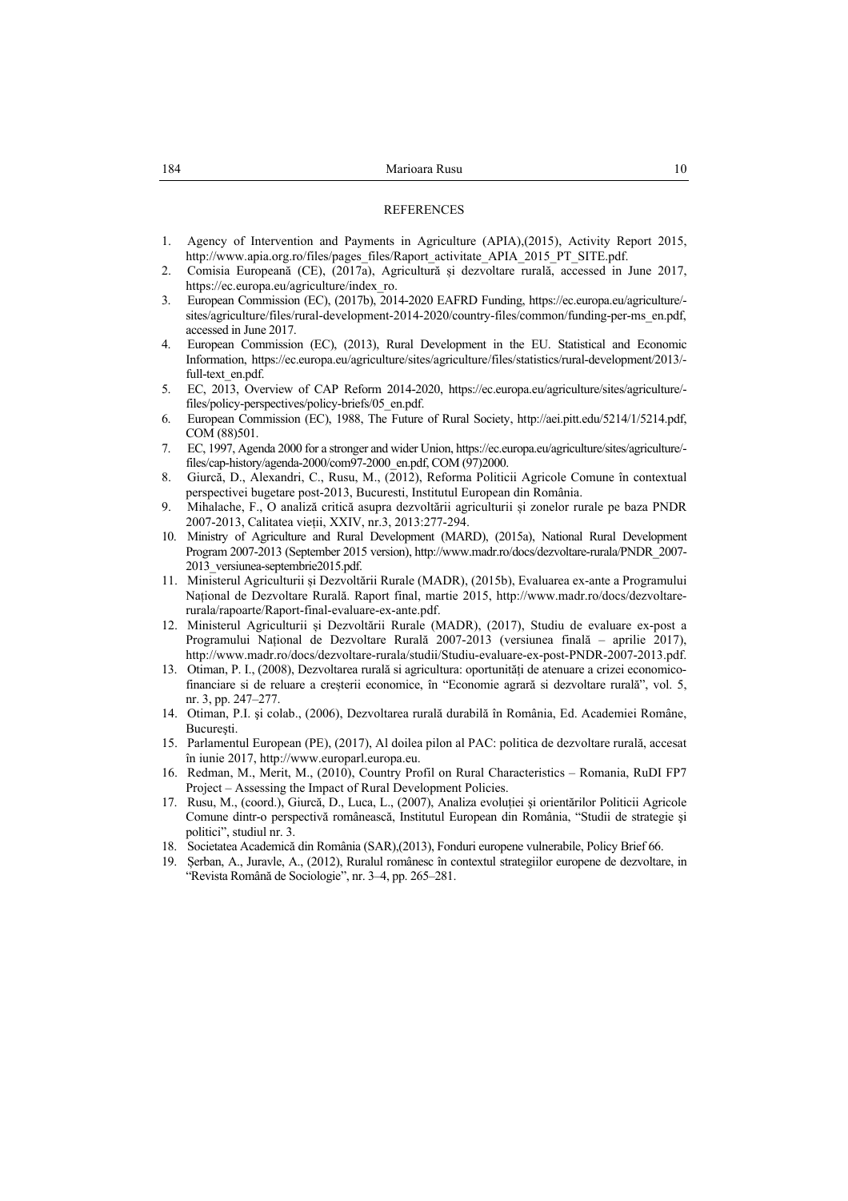## REFERENCES

1. Agency of Intervention and Payments in Agriculture (APIA),(2015), Activity Report 2015, http://www.apia.org.ro/files/pages_files/Raport_activitate_APIA_2015_PT_SITE.pdf.
2. Comisia Europeană (CE), (2017a), Agricultură și dezvoltare rurală, accessed in June 2017, https://ec.europa.eu/agriculture/index_ro.
3. European Commission (EC), (2017b), 2014-2020 EAFRD Funding, https://ec.europa.eu/agriculture/-sites/agriculture/files/rural-development-2014-2020/country-files/common/funding-per-ms_en.pdf, accessed in June 2017.
4. European Commission (EC), (2013), Rural Development in the EU. Statistical and Economic Information, https://ec.europa.eu/agriculture/sites/agriculture/files/statistics/rural-development/2013/-full-text_en.pdf.
5. EC, 2013, Overview of CAP Reform 2014-2020, https://ec.europa.eu/agriculture/sites/agriculture/-files/policy-perspectives/policy-briefs/05_en.pdf.
6. European Commission (EC), 1988, The Future of Rural Society, http://aei.pitt.edu/5214/1/5214.pdf, COM (88)501.
7. EC, 1997, Agenda 2000 for a stronger and wider Union, https://ec.europa.eu/agriculture/sites/agriculture/-files/cap-history/agenda-2000/com97-2000_en.pdf, COM (97)2000.
8. Giurcă, D., Alexandri, C., Rusu, M., (2012), Reforma Politicii Agricole Comune în contextual perspectivei bugetare post-2013, Bucuresti, Institutul European din România.
9. Mihalache, F., O analiză critică asupra dezvoltării agriculturii și zonelor rurale pe baza PNDR 2007-2013, Calitatea vieții, XXIV, nr.3, 2013:277-294.
10. Ministry of Agriculture and Rural Development (MARD), (2015a), National Rural Development Program 2007-2013 (September 2015 version), http://www.madr.ro/docs/dezvoltare-rurala/PNDR_2007-2013_versiunea-septembrie2015.pdf.
11. Ministerul Agriculturii și Dezvoltării Rurale (MADR), (2015b), Evaluarea ex-ante a Programului Național de Dezvoltare Rurală. Raport final, martie 2015, http://www.madr.ro/docs/dezvoltare-rurala/rapoarte/Raport-final-evaluare-ex-ante.pdf.
12. Ministerul Agriculturii și Dezvoltării Rurale (MADR), (2017), Studiu de evaluare ex-post a Programului Național de Dezvoltare Rurală 2007-2013 (versiunea finală – aprilie 2017), http://www.madr.ro/docs/dezvoltare-rurala/studii/Studiu-evaluare-ex-post-PNDR-2007-2013.pdf.
13. Otiman, P. I., (2008), Dezvoltarea rurală si agricultura: oportunități de atenuare a crizei economico-financiare si de reluare a creșterii economice, în "Economie agrară si dezvoltare rurală", vol. 5, nr. 3, pp. 247–277.
14. Otiman, P.I. şi colab., (2006), Dezvoltarea rurală durabilă în România, Ed. Academiei Române, Bucureşti.
15. Parlamentul European (PE), (2017), Al doilea pilon al PAC: politica de dezvoltare rurală, accesat în iunie 2017, http://www.europarl.europa.eu.
16. Redman, M., Merit, M., (2010), Country Profil on Rural Characteristics – Romania, RuDI FP7 Project – Assessing the Impact of Rural Development Policies.
17. Rusu, M., (coord.), Giurcă, D., Luca, L., (2007), Analiza evoluției și orientărilor Politicii Agricole Comune dintr-o perspectivă românească, Institutul European din România, "Studii de strategie şi politici", studiul nr. 3.
18. Societatea Academică din România (SAR),(2013), Fonduri europene vulnerabile, Policy Brief 66.
19. Şerban, A., Juravle, A., (2012), Ruralul românesc în contextul strategiilor europene de dezvoltare, in "Revista Română de Sociologie", nr. 3–4, pp. 265–281.